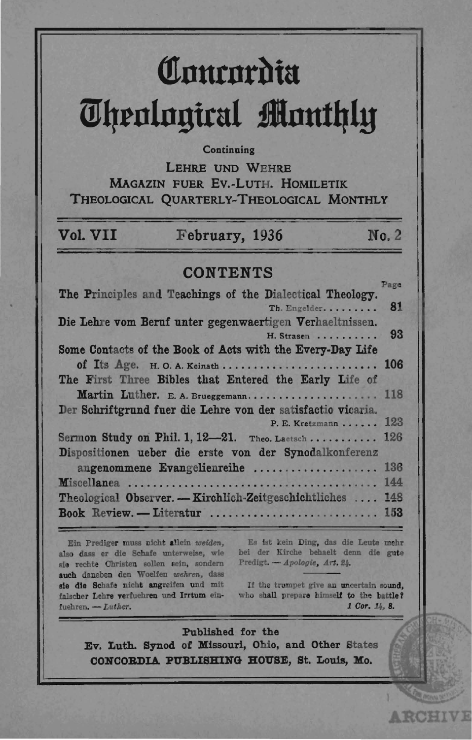# Concordia Theological Monthly

Continuing

LEHRE UND WEHRE
MAGAZIN FUER EV.-LUTH. HOMILETIK
THEOLOGICAL QUARTERLY-THEOLOGICAL MONTHLY

**Vol. VII** **February, 1936** **No. 2**

## CONTENTS

| | Page |
|---|---|
| The Principles and Teachings of the Dialectical Theology. Th. Engelder | 81 |
| Die Lehre vom Beruf unter gegenwaertigen Verhaeltnissen. H. Strasen | 93 |
| Some Contacts of the Book of Acts with the Every-Day Life of Its Age. H. O. A. Keinath | 106 |
| The First Three Bibles that Entered the Early Life of Martin Luther. E. A. Brueggemann | 118 |
| Der Schriftgrund fuer die Lehre von der satisfactio vicaria. P. E. Kretzmann | 123 |
| Sermon Study on Phil. 1, 12—21. Theo. Laetsch | 126 |
| Dispositionen ueber die erste von der Synodalkonferenz angenommene Evangelienreihe | 136 |
| Miscellanea | 144 |
| Theological Observer. — Kirchlich-Zeitgeschichtliches | 148 |
| Book Review. — Literatur | 153 |

Ein Prediger muss nicht allein *weiden*, also dass er die Schafe unterweise, wie sie rechte Christen sollen sein, sondern auch daneben den Woelfen *wehren*, dass sie die Schafe nicht angreifen und mit falscher Lehre verfuehren und Irrtum einfuehren. — *Luther*.

Es ist kein Ding, das die Leute mehr bei der Kirche behaelt denn die gute Predigt. — *Apologie, Art. 24.*

If the trumpet give an uncertain sound, who shall prepare himself to the battle? *1 Cor. 14, 8.*

Published for the
Ev. Luth. Synod of Missouri, Ohio, and Other States
**CONCORDIA PUBLISHING HOUSE, St. Louis, Mo.**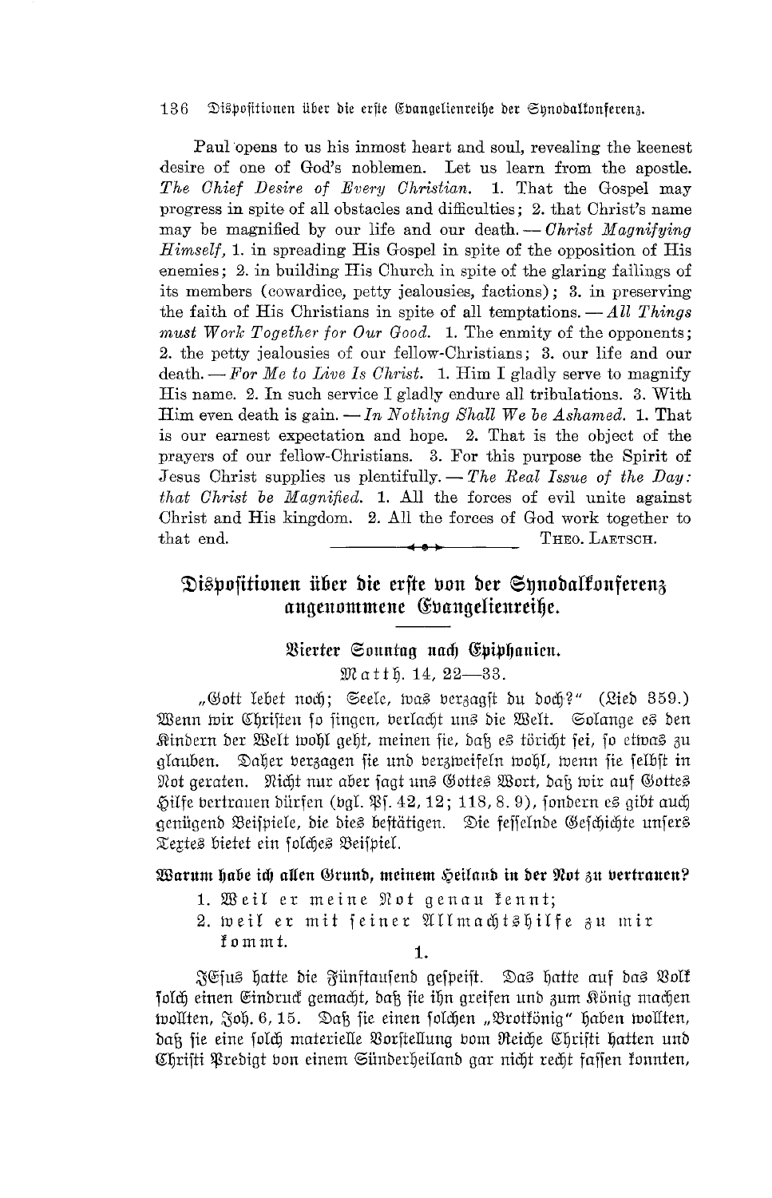Paul opens to us his inmost heart and soul, revealing the keenest desire of one of God's noblemen. Let us learn from the apostle. *The Chief Desire of Every Christian.* 1. That the Gospel may progress in spite of all obstacles and difficulties; 2. that Christ's name may be magnified by our life and our death. — *Christ Magnifying Himself,* 1. in spreading His Gospel in spite of the opposition of His enemies; 2. in building His Church in spite of the glaring failings of its members (cowardice, petty jealousies, factions); 3. in preserving the faith of His Christians in spite of all temptations. — *All Things must Work Together for Our Good.* 1. The enmity of the opponents; 2. the petty jealousies of our fellow-Christians; 3. our life and our death. — *For Me to Live Is Christ.* 1. Him I gladly serve to magnify His name. 2. In such service I gladly endure all tribulations. 3. With Him even death is gain. — *In Nothing Shall We be Ashamed.* 1. That is our earnest expectation and hope. 2. That is the object of the prayers of our fellow-Christians. 3. For this purpose the Spirit of Jesus Christ supplies us plentifully. — *The Real Issue of the Day: that Christ be Magnified.* 1. All the forces of evil unite against Christ and His kingdom. 2. All the forces of God work together to that end.

THEO. LAETSCH.

## Dispositionen über die erste von der Synodalkonferenz angenommene Evangelienreihe.

### Vierter Sonntag nach Epiphanien.

Matth. 14, 22—33.

„Gott lebet noch; Seele, was verzagst du doch?" (Lied 359.) Wenn wir Christen so singen, verlacht uns die Welt. Solange es den Kindern der Welt wohl geht, meinen sie, daß es töricht sei, so etwas zu glauben. Daher verzagen sie und verzweifeln wohl, wenn sie selbst in Not geraten. Nicht nur aber sagt uns Gottes Wort, daß wir auf Gottes Hilfe vertrauen dürfen (vgl. Ps. 42, 12; 118, 8. 9), sondern es gibt auch genügend Beispiele, die dies bestätigen. Die fesselnde Geschichte unsers Textes bietet ein solches Beispiel.

**Warum habe ich allen Grund, meinem Heiland in der Not zu vertrauen?**

1. Weil er meine Not genau kennt;
2. weil er mit seiner Allmachtshilfe zu mir kommt.

1.

JEsus hatte die Fünftausend gespeist. Das hatte auf das Volk solch einen Eindruck gemacht, daß sie ihn greifen und zum König machen wollten, Joh. 6, 15. Daß sie einen solchen „Brotkönig" haben wollten, daß sie eine solch materielle Vorstellung vom Reiche Christi hatten und Christi Predigt von einem Sünderheiland gar nicht recht fassen konnten,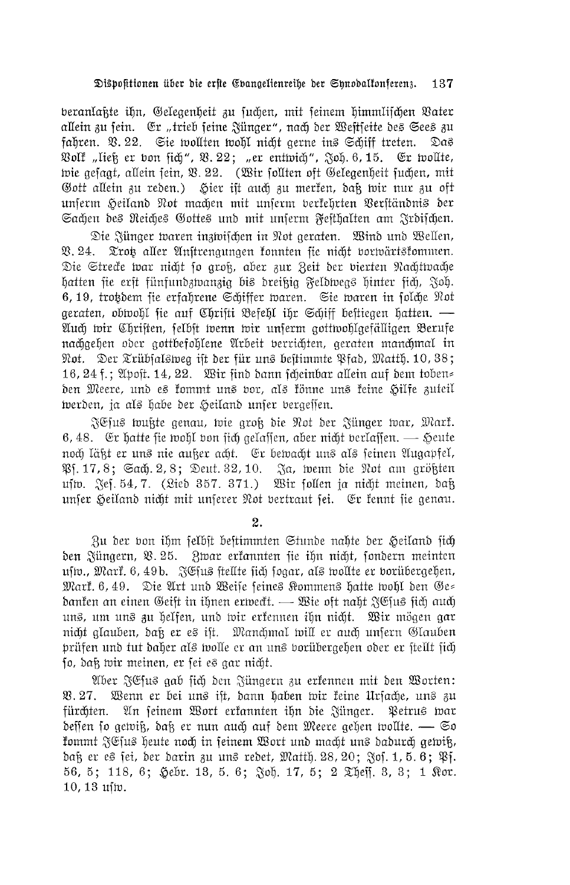veranlaßte ihn, Gelegenheit zu suchen, mit seinem himmlischen Vater allein zu sein. Er „trieb seine Jünger", nach der Westseite des Sees zu fahren. V. 22. Sie wollten wohl nicht gerne ins Schiff treten. Das Volk „ließ er von sich", V. 22; „er entwich", Joh. 6, 15. Er wollte, wie gesagt, allein sein, V. 22. (Wir sollten oft Gelegenheit suchen, mit Gott allein zu reden.) Hier ist auch zu merken, daß wir nur zu oft unserm Heiland Not machen mit unserm verkehrten Verständnis der Sachen des Reiches Gottes und mit unserm Festhalten am Irdischen.

Die Jünger waren inzwischen in Not geraten. Wind und Wellen, V. 24. Trotz aller Anstrengungen konnten sie nicht vorwärtskommen. Die Strecke war nicht so groß, aber zur Zeit der vierten Nachtwache hatten sie erst fünfundzwanzig bis dreißig Feldwegs hinter sich, Joh. 6, 19, trotzdem sie erfahrene Schiffer waren. Sie waren in solche Not geraten, obwohl sie auf Christi Befehl ihr Schiff bestiegen hatten. — Auch wir Christen, selbst wenn wir unserm gottwohlgefälligen Berufe nachgehen oder gottbefohlene Arbeit verrichten, geraten manchmal in Not. Der Trübsalsweg ist der für uns bestimmte Pfad, Matth. 10, 38; 16, 24 f.; Apost. 14, 22. Wir sind dann scheinbar allein auf dem tobenden Meere, und es kommt uns vor, als könne uns keine Hilfe zuteil werden, ja als habe der Heiland unser vergessen.

JEsus wußte genau, wie groß die Not der Jünger war, Mark. 6, 48. Er hatte sie wohl von sich gelassen, aber nicht verlassen. — Heute noch läßt er uns nie außer acht. Er bewacht uns als seinen Augapfel, Ps. 17, 8; Sach. 2, 8; Deut. 32, 10. Ja, wenn die Not am größten usw. Jes. 54, 7. (Lied 357. 371.) Wir sollen ja nicht meinen, daß unser Heiland nicht mit unserer Not vertraut sei. Er kennt sie genau.

## 2.

Zu der von ihm selbst bestimmten Stunde nahte der Heiland sich den Jüngern, V. 25. Zwar erkannten sie ihn nicht, sondern meinten usw., Mark. 6, 49b. JEsus stellte sich sogar, als wollte er vorübergehen, Mark. 6, 49. Die Art und Weise seines Kommens hatte wohl den Gedanken an einen Geist in ihnen erweckt. — Wie oft naht JEsus sich auch uns, um uns zu helfen, und wir erkennen ihn nicht. Wir mögen gar nicht glauben, daß er es ist. Manchmal will er auch unsern Glauben prüfen und tut daher als wolle er an uns vorübergehen oder er stellt sich so, daß wir meinen, er sei es gar nicht.

Aber JEsus gab sich den Jüngern zu erkennen mit den Worten: V. 27. Wenn er bei uns ist, dann haben wir keine Ursache, uns zu fürchten. An seinem Wort erkannten ihn die Jünger. Petrus war dessen so gewiß, daß er nun auch auf dem Meere gehen wollte. — So kommt JEsus heute noch in seinem Wort und macht uns dadurch gewiß, daß er es sei, der darin zu uns redet, Matth. 28, 20; Jos. 1, 5. 6; Ps. 56, 5; 118, 6; Hebr. 13, 5. 6; Joh. 17, 5; 2 Theff. 3, 3; 1 Kor. 10, 13 usw.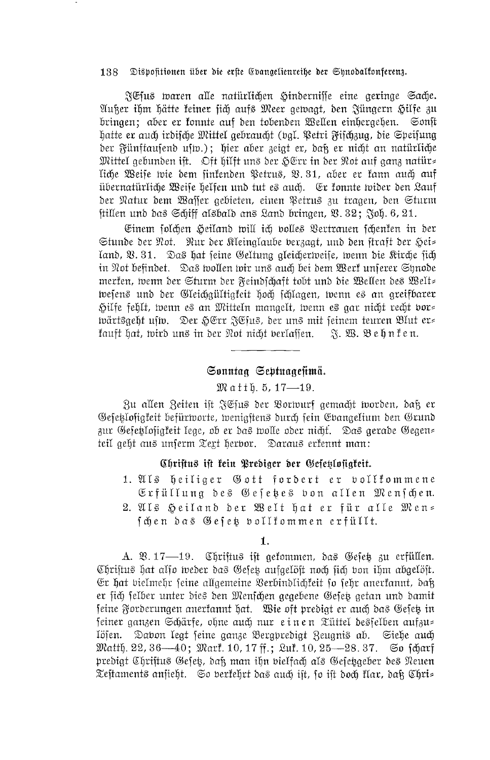JEsus waren alle natürlichen Hindernisse eine geringe Sache. Außer ihm hätte keiner sich aufs Meer gewagt, den Jüngern Hilfe zu bringen; aber er konnte auf den tobenden Wellen einhergehen. Sonst hatte er auch irdische Mittel gebraucht (vgl. Petri Fischzug, die Speisung der Fünftausend usw.); hier aber zeigt er, daß er nicht an natürliche Mittel gebunden ist. Oft hilft uns der HErr in der Not auf ganz natürliche Weise wie dem sinkenden Petrus, V. 31, aber er kann auch auf übernatürliche Weise helfen und tut es auch. Er konnte wider den Lauf der Natur dem Wasser gebieten, einen Petrus zu tragen, den Sturm stillen und das Schiff alsbald ans Land bringen, V. 32; Joh. 6, 21.

Einem solchen Heiland will ich volles Vertrauen schenken in der Stunde der Not. Nur der Kleinglaube verzagt, und den straft der Heiland, V. 31. Das hat seine Geltung gleicherweise, wenn die Kirche sich in Not befindet. Das wollen wir uns auch bei dem Werk unserer Synode merken, wenn der Sturm der Feindschaft tobt und die Wellen des Weltwesens und der Gleichgültigkeit hoch schlagen, wenn es an greifbarer Hilfe fehlt, wenn es an Mitteln mangelt, wenn es gar nicht recht vorwärtsgeht usw. Der HErr JEsus, der uns mit seinem teuren Blut erkauft hat, wird uns in der Not nicht verlassen. J. W. Behnken.

---

## Sonntag Septuagesimä.

Matth. 5, 17—19.

Zu allen Zeiten ist JEsus der Vorwurf gemacht worden, daß er Gesetzlosigkeit befürworte, wenigstens durch sein Evangelium den Grund zur Gesetzlosigkeit lege, ob er das wolle oder nicht. Das gerade Gegenteil geht aus unserm Text hervor. Daraus erkennt man:

### Christus ist kein Prediger der Gesetzlosigkeit.

1. Als heiliger Gott fordert er vollkommene Erfüllung des Gesetzes von allen Menschen.
2. Als Heiland der Welt hat er für alle Menschen das Gesetz vollkommen erfüllt.

### 1.

A. V. 17—19. Christus ist gekommen, das Gesetz zu erfüllen. Christus hat also weder das Gesetz aufgelöst noch sich von ihm abgelöst. Er hat vielmehr seine allgemeine Verbindlichkeit so sehr anerkannt, daß er sich selber unter dies den Menschen gegebene Gesetz getan und damit seine Forderungen anerkannt hat. Wie oft predigt er auch das Gesetz in seiner ganzen Schärfe, ohne auch nur *einen* Tüttel desselben aufzulösen. Davon legt seine ganze Bergpredigt Zeugnis ab. Siehe auch Matth. 22, 36—40; Mark. 10, 17 ff.; Luk. 10, 25—28. 37. So scharf predigt Christus Gesetz, daß man ihn vielfach als Gesetzgeber des Neuen Testaments ansieht. So verkehrt das auch ist, so ist doch klar, daß Chri-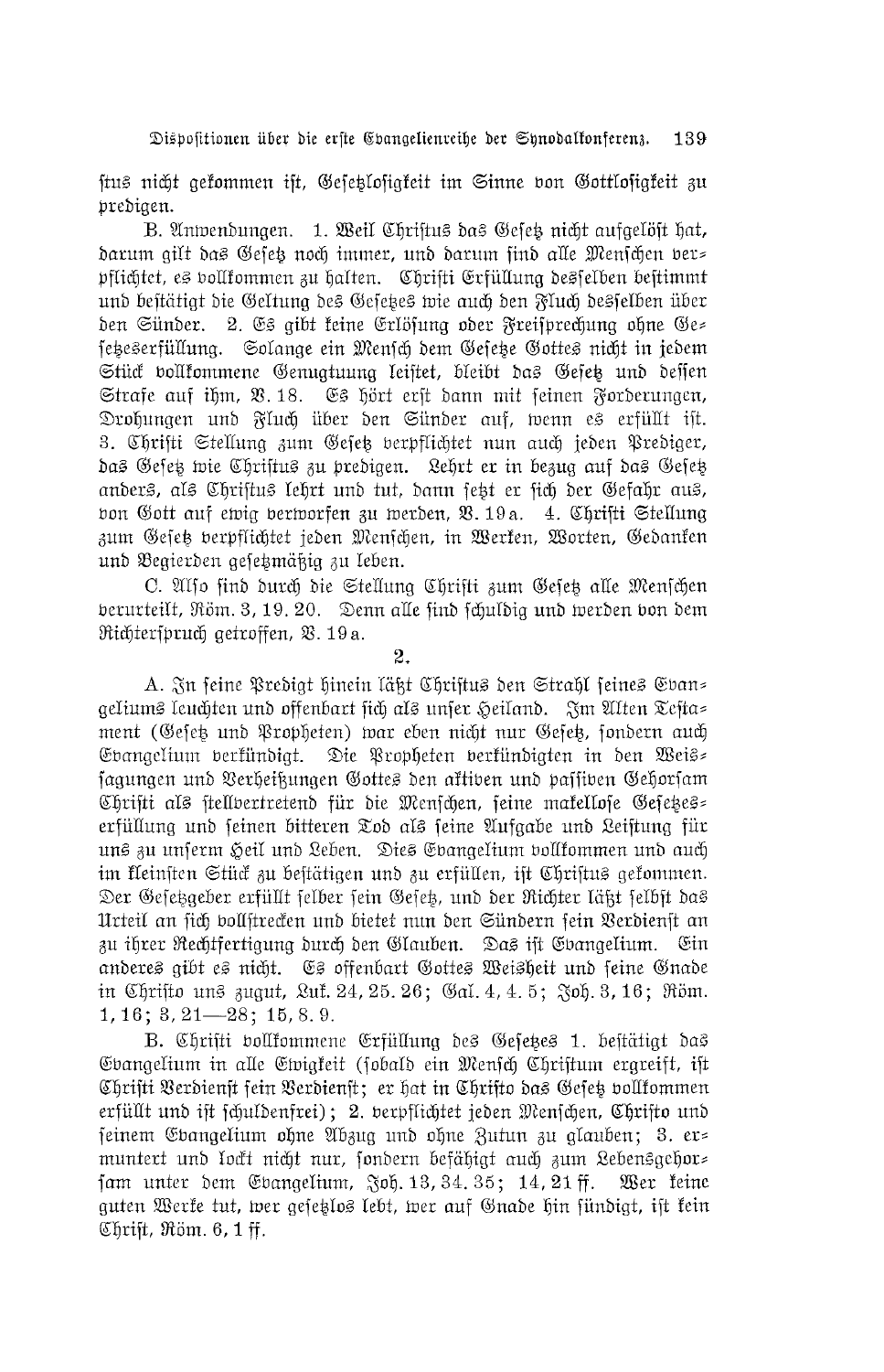stus nicht gekommen ist, Gesetzlosigkeit im Sinne von Gottlosigkeit zu predigen.

B. Anwendungen. 1. Weil Christus das Gesetz nicht aufgelöst hat, darum gilt das Gesetz noch immer, und darum sind alle Menschen verpflichtet, es vollkommen zu halten. Christi Erfüllung desselben bestimmt und bestätigt die Geltung des Gesetzes wie auch den Fluch desselben über den Sünder. 2. Es gibt keine Erlösung oder Freisprechung ohne Gesetzeserfüllung. Solange ein Mensch dem Gesetze Gottes nicht in jedem Stück vollkommene Genugtuung leistet, bleibt das Gesetz und dessen Strafe auf ihm, V. 18. Es hört erst dann mit seinen Forderungen, Drohungen und Fluch über den Sünder auf, wenn es erfüllt ist. 3. Christi Stellung zum Gesetz verpflichtet nun auch jeden Prediger, das Gesetz wie Christus zu predigen. Lehrt er in bezug auf das Gesetz anders, als Christus lehrt und tut, dann setzt er sich der Gefahr aus, von Gott auf ewig verworfen zu werden, V. 19a. 4. Christi Stellung zum Gesetz verpflichtet jeden Menschen, in Werken, Worten, Gedanken und Begierden gesetzmäßig zu leben.

C. Also sind durch die Stellung Christi zum Gesetz alle Menschen verurteilt, Röm. 3, 19. 20. Denn alle sind schuldig und werden von dem Richterspruch getroffen, V. 19a.

2.

A. In seine Predigt hinein läßt Christus den Strahl seines Evangeliums leuchten und offenbart sich als unser Heiland. Im Alten Testament (Gesetz und Propheten) war eben nicht nur Gesetz, sondern auch Evangelium verkündigt. Die Propheten verkündigten in den Weissagungen und Verheißungen Gottes den aktiven und passiven Gehorsam Christi als stellvertretend für die Menschen, seine makellose Gesetzeserfüllung und seinen bitteren Tod als seine Aufgabe und Leistung für uns zu unserm Heil und Leben. Dies Evangelium vollkommen und auch im kleinsten Stück zu bestätigen und zu erfüllen, ist Christus gekommen. Der Gesetzgeber erfüllt selber sein Gesetz, und der Richter läßt selbst das Urteil an sich vollstrecken und bietet nun den Sündern sein Verdienst an zu ihrer Rechtfertigung durch den Glauben. Das ist Evangelium. Ein anderes gibt es nicht. Es offenbart Gottes Weisheit und seine Gnade in Christo uns zugut, Luk. 24, 25. 26; Gal. 4, 4. 5; Joh. 3, 16; Röm. 1, 16; 3, 21—28; 15, 8. 9.

B. Christi vollkommene Erfüllung des Gesetzes 1. bestätigt das Evangelium in alle Ewigkeit (sobald ein Mensch Christum ergreift, ist Christi Verdienst sein Verdienst; er hat in Christo das Gesetz vollkommen erfüllt und ist schuldenfrei); 2. verpflichtet jeden Menschen, Christo und seinem Evangelium ohne Abzug und ohne Zutun zu glauben; 3. ermuntert und lockt nicht nur, sondern befähigt auch zum Lebensgehorsam unter dem Evangelium, Joh. 13, 34. 35; 14, 21 ff. Wer keine guten Werke tut, wer gesetzlos lebt, wer auf Gnade hin sündigt, ist kein Christ, Röm. 6, 1 ff.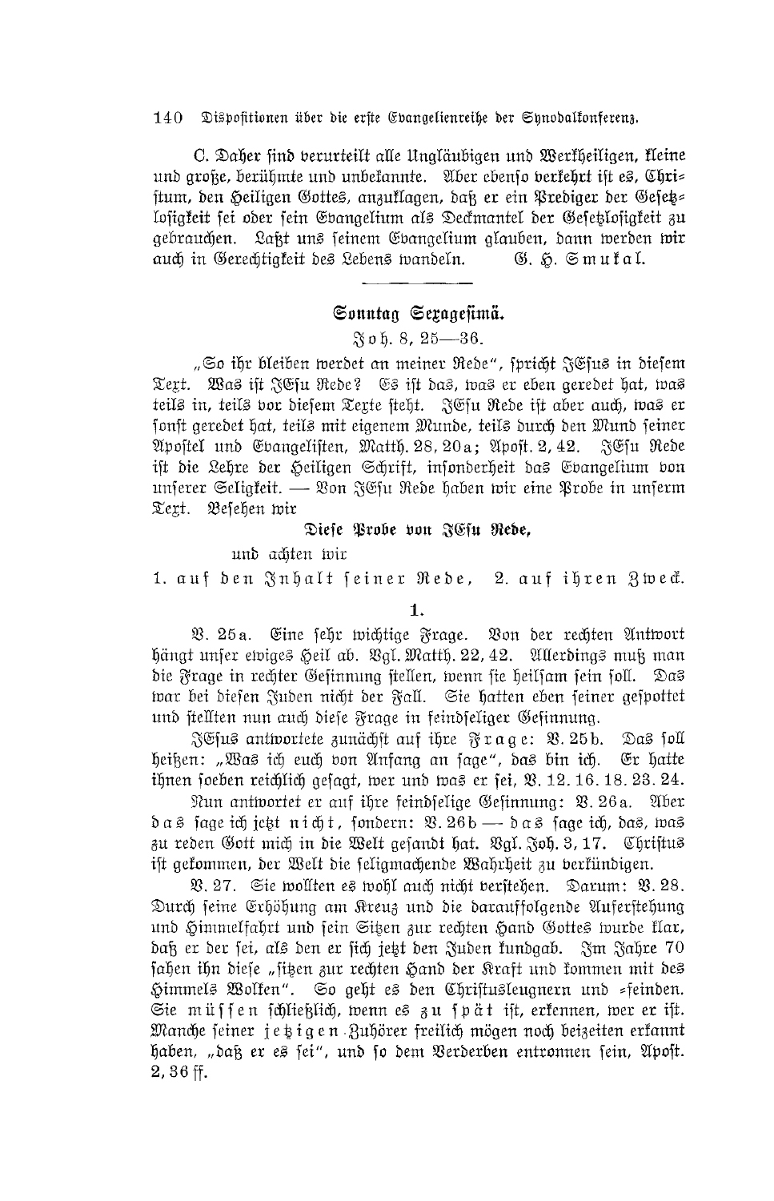C. Daher sind verurteilt alle Ungläubigen und Werkheiligen, kleine und große, berühmte und unbekannte. Aber ebenso verkehrt ist es, Christum, den Heiligen Gottes, anzuklagen, daß er ein Prediger der Gesetzlosigkeit sei oder sein Evangelium als Deckmantel der Gesetzlosigkeit zu gebrauchen. Laßt uns seinem Evangelium glauben, dann werden wir auch in Gerechtigkeit des Lebens wandeln. G. H. Smukal.

---

## Sonntag Sexagesimä.

Joh. 8, 25—36.

„So ihr bleiben werdet an meiner Rede", spricht JEsus in diesem Text. Was ist JEsu Rede? Es ist das, was er eben geredet hat, was teils in, teils vor diesem Texte steht. JEsu Rede ist aber auch, was er sonst geredet hat, teils mit eigenem Munde, teils durch den Mund seiner Apostel und Evangelisten, Matth. 28, 20a; Apost. 2, 42. JEsu Rede ist die Lehre der Heiligen Schrift, insonderheit das Evangelium von unserer Seligkeit. — Von JEsu Rede haben wir eine Probe in unserm Text. Besehen wir

**Diese Probe von JEsu Rede,**

und achten wir

1. auf den Inhalt seiner Rede, 2. auf ihren Zweck.

### 1.

V. 25a. Eine sehr wichtige Frage. Von der rechten Antwort hängt unser ewiges Heil ab. Vgl. Matth. 22, 42. Allerdings muß man die Frage in rechter Gesinnung stellen, wenn sie heilsam sein soll. Das war bei diesen Juden nicht der Fall. Sie hatten eben seiner gespottet und stellten nun auch diese Frage in feindseliger Gesinnung.

JEsus antwortete zunächst auf ihre Frage: V. 25b. Das soll heißen: „Was ich euch von Anfang an sage", das bin ich. Er hatte ihnen soeben reichlich gesagt, wer und was er sei, V. 12. 16. 18. 23. 24.

Nun antwortet er auf ihre feindselige Gesinnung: V. 26a. Aber das sage ich jetzt nicht, sondern: V. 26b — das sage ich, das, was zu reden Gott mich in die Welt gesandt hat. Vgl. Joh. 3, 17. Christus ist gekommen, der Welt die seligmachende Wahrheit zu verkündigen.

V. 27. Sie wollten es wohl auch nicht verstehen. Darum: V. 28. Durch seine Erhöhung am Kreuz und die darauffolgende Auferstehung und Himmelfahrt und sein Sitzen zur rechten Hand Gottes wurde klar, daß er der sei, als den er sich jetzt den Juden kundgab. Im Jahre 70 sahen ihn diese „sitzen zur rechten Hand der Kraft und kommen mit des Himmels Wolken". So geht es den Christusleugnern und -feinden. Sie müssen schließlich, wenn es zu spät ist, erkennen, wer er ist. Manche seiner jetzigen Zuhörer freilich mögen noch beizeiten erkannt haben, „daß er es sei", und so dem Verderben entronnen sein, Apost. 2, 36 ff.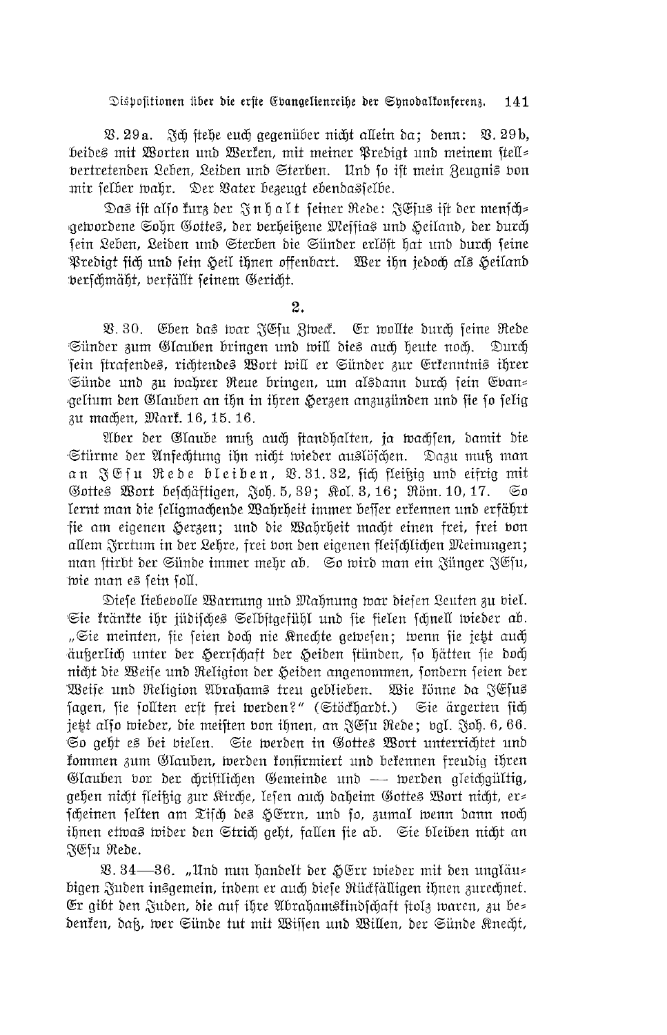V. 29a. Ich stehe euch gegenüber nicht allein da; denn: V. 29b, beides mit Worten und Werken, mit meiner Predigt und meinem stellvertretenden Leben, Leiden und Sterben. Und so ist mein Zeugnis von mir selber wahr. Der Vater bezeugt ebendasselbe.

Das ist also kurz der **Inhalt** seiner Rede: JEsus ist der menschgewordene Sohn Gottes, der verheißene Messias und Heiland, der durch sein Leben, Leiden und Sterben die Sünder erlöst hat und durch seine Predigt sich und sein Heil ihnen offenbart. Wer ihn jedoch als Heiland verschmäht, verfällt seinem Gericht.

## 2.

V. 30. Eben das war JEsu Zweck. Er wollte durch seine Rede Sünder zum Glauben bringen und will dies auch heute noch. Durch sein strafendes, richtendes Wort will er Sünder zur Erkenntnis ihrer Sünde und zu wahrer Reue bringen, um alsdann durch sein Evangelium den Glauben an ihn in ihren Herzen anzuzünden und sie so selig zu machen, Mark. 16, 15. 16.

Aber der Glaube muß auch standhalten, ja wachsen, damit die Stürme der Anfechtung ihn nicht wieder auslöschen. Dazu muß man **an JEsu Rede bleiben**, V. 31. 32, sich fleißig und eifrig mit Gottes Wort beschäftigen, Joh. 5, 39; Kol. 3, 16; Röm. 10, 17. So lernt man die seligmachende Wahrheit immer besser erkennen und erfährt sie am eigenen Herzen; und die Wahrheit macht einen frei, frei von allem Irrtum in der Lehre, frei von den eigenen fleischlichen Meinungen; man stirbt der Sünde immer mehr ab. So wird man ein Jünger JEsu, wie man es sein soll.

Diese liebevolle Warnung und Mahnung war diesen Leuten zu viel. Sie kränkte ihr jüdisches Selbstgefühl und sie fielen schnell wieder ab. „Sie meinten, sie seien doch nie Knechte gewesen; wenn sie jetzt auch äußerlich unter der Herrschaft der Heiden stünden, so hätten sie doch nicht die Weise und Religion der Heiden angenommen, sondern seien der Weise und Religion Abrahams treu geblieben. Wie könne da JEsus sagen, sie sollten erst frei werden?" (Stöckhardt.) Sie ärgerten sich jetzt also wieder, die meisten von ihnen, an JEsu Rede; vgl. Joh. 6, 66. So geht es bei vielen. Sie werden in Gottes Wort unterrichtet und kommen zum Glauben, werden konfirmiert und bekennen freudig ihren Glauben vor der christlichen Gemeinde und — werden gleichgültig, gehen nicht fleißig zur Kirche, lesen auch daheim Gottes Wort nicht, erscheinen selten am Tisch des HErrn, und so, zumal wenn dann noch ihnen etwas wider den Strich geht, fallen sie ab. Sie bleiben nicht an JEsu Rede.

V. 34—36. „Und nun handelt der HErr wieder mit den ungläubigen Juden insgemein, indem er auch diese Rückfälligen ihnen zurechnet. Er gibt den Juden, die auf ihre Abrahamskindschaft stolz waren, zu bedenken, daß, wer Sünde tut mit Wissen und Willen, der Sünde Knecht,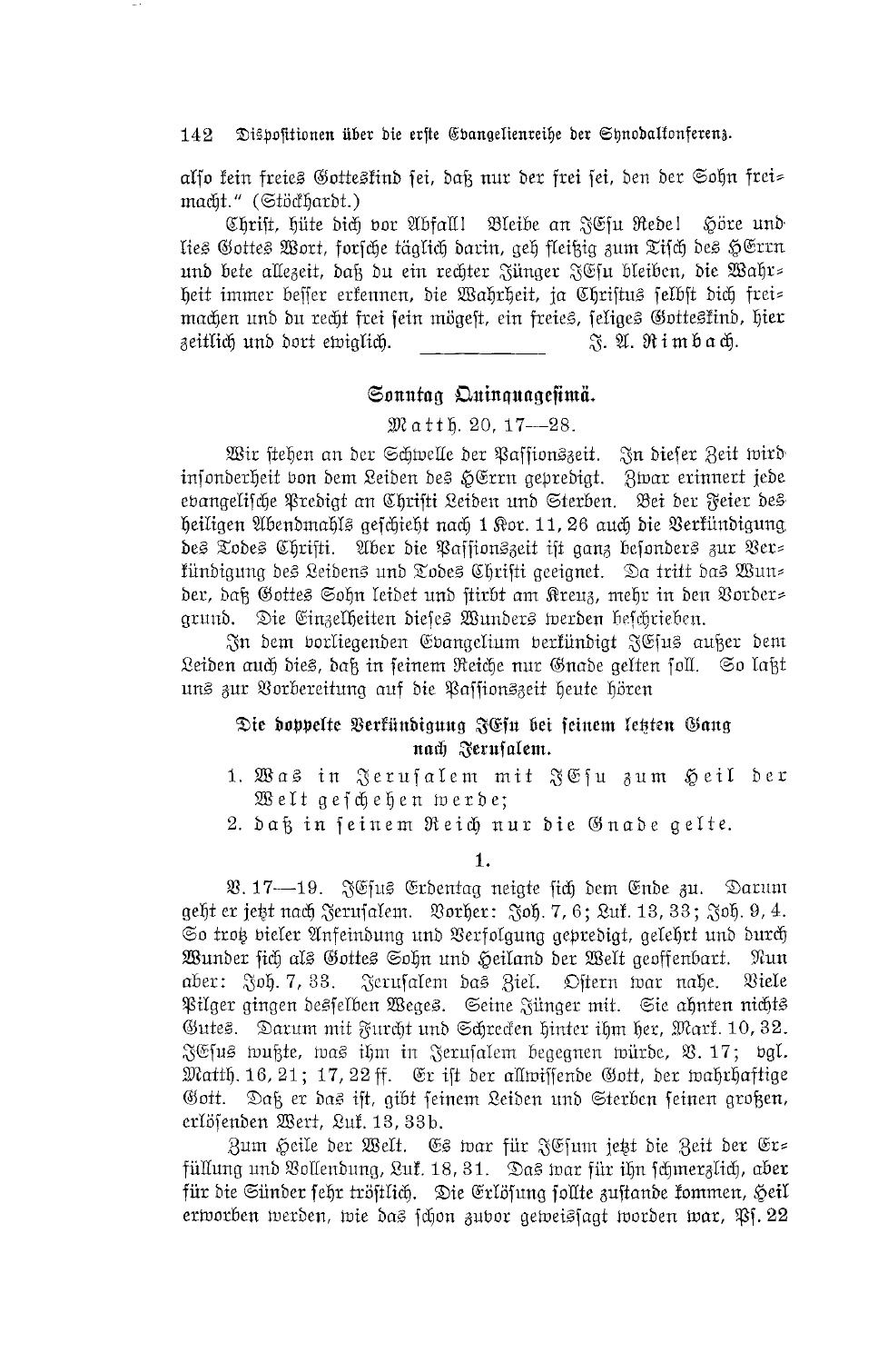also kein freies Gotteskind sei, daß nur der frei sei, den der Sohn freimacht." (Stöckhardt.)

Christ, hüte dich vor Abfall! Bleibe an JEsu Rede! Höre und lies Gottes Wort, forsche täglich darin, geh fleißig zum Tisch des HErrn und bete allezeit, daß du ein rechter Jünger JEsu bleiben, die Wahrheit immer besser erkennen, die Wahrheit, ja Christus selbst dich freimachen und du recht frei sein mögest, ein freies, seliges Gotteskind, hier zeitlich und dort ewiglich.

J. A. Rimbach.

## Sonntag Quinquagesimä.

Matth. 20, 17—28.

Wir stehen an der Schwelle der Passionszeit. In dieser Zeit wird insonderheit von dem Leiden des HErrn gepredigt. Zwar erinnert jede evangelische Predigt an Christi Leiden und Sterben. Bei der Feier des heiligen Abendmahls geschieht nach 1 Kor. 11, 26 auch die Verkündigung des Todes Christi. Aber die Passionszeit ist ganz besonders zur Verkündigung des Leidens und Todes Christi geeignet. Da tritt das Wunder, daß Gottes Sohn leidet und stirbt am Kreuz, mehr in den Vordergrund. Die Einzelheiten dieses Wunders werden beschrieben.

In dem vorliegenden Evangelium verkündigt JEsus außer dem Leiden auch dies, daß in seinem Reiche nur Gnade gelten soll. So laßt uns zur Vorbereitung auf die Passionszeit heute hören

### Die doppelte Verkündigung JEsu bei seinem letzten Gang nach Jerusalem.

1. Was in Jerusalem mit JEsu zum Heil der Welt geschehen werde;
2. daß in seinem Reich nur die Gnade gelte.

### 1.

V. 17—19. JEsus Erdentag neigte sich dem Ende zu. Darum geht er jetzt nach Jerusalem. Vorher: Joh. 7, 6; Luk. 13, 33; Joh. 9, 4. So trotz vieler Anfeindung und Verfolgung gepredigt, gelehrt und durch Wunder sich als Gottes Sohn und Heiland der Welt geoffenbart. Nun aber: Joh. 7, 33. Jerusalem das Ziel. Ostern war nahe. Viele Pilger gingen desselben Weges. Seine Jünger mit. Sie ahnten nichts Gutes. Darum mit Furcht und Schrecken hinter ihm her, Mark. 10, 32. JEsus wußte, was ihm in Jerusalem begegnen würde, V. 17; vgl. Matth. 16, 21; 17, 22 ff. Er ist der allwissende Gott, der wahrhaftige Gott. Daß er das ist, gibt seinem Leiden und Sterben seinen großen, erlösenden Wert, Luk. 13, 33b.

Zum Heile der Welt. Es war für JEsum jetzt die Zeit der Erfüllung und Vollendung, Luk. 18, 31. Das war für ihn schmerzlich, aber für die Sünder sehr tröstlich. Die Erlösung sollte zustande kommen, Heil erworben werden, wie das schon zuvor geweissagt worden war, Ps. 22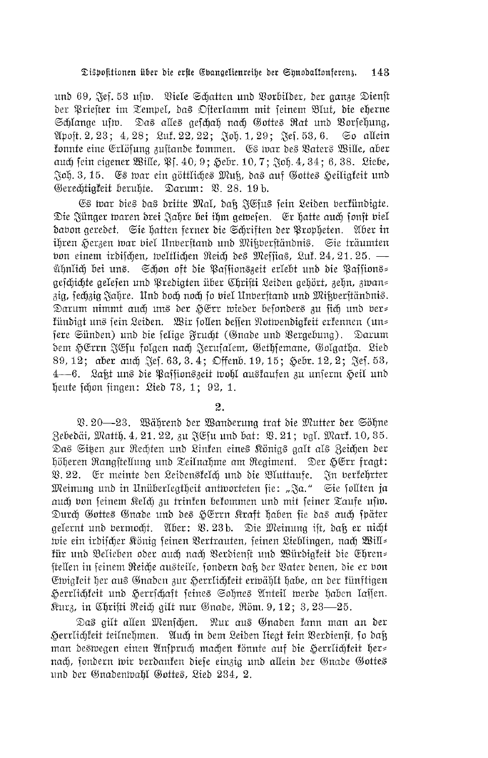und 69, Jes. 53 usw. Viele Schatten und Vorbilder, der ganze Dienst der Priester im Tempel, das Osterlamm mit seinem Blut, die eherne Schlange usw. Das alles geschah nach Gottes Rat und Vorsehung, Apost. 2, 23; 4, 28; Luk. 22, 22; Joh. 1, 29; Jes. 53, 6. So allein konnte eine Erlösung zustande kommen. Es war des Vaters Wille, aber auch sein eigener Wille, Ps. 40, 9; Hebr. 10, 7; Joh. 4, 34; 6, 38. Liebe, Joh. 3, 15. Es war ein göttliches Muß, das auf Gottes Heiligkeit und Gerechtigkeit beruhte. Darum: V. 28. 19 b.

Es war dies das dritte Mal, daß JEsus sein Leiden verkündigte. Die Jünger waren drei Jahre bei ihm gewesen. Er hatte auch sonst viel davon geredet. Sie hatten ferner die Schriften der Propheten. Aber in ihren Herzen war viel Unverstand und Mißverständnis. Sie träumten von einem irdischen, weltlichen Reich des Messias, Luk. 24, 21. 25. — Ähnlich bei uns. Schon oft die Passionszeit erlebt und die Passionsgeschichte gelesen und Predigten über Christi Leiden gehört, zehn, zwanzig, sechzig Jahre. Und doch noch so viel Unverstand und Mißverständnis. Darum nimmt auch uns der HErr wieder besonders zu sich und verkündigt uns sein Leiden. Wir sollen dessen Notwendigkeit erkennen (unsere Sünden) und die selige Frucht (Gnade und Vergebung). Darum dem HErrn JEsu folgen nach Jerusalem, Gethsemane, Golgatha. Lied 89, 12; aber auch Jes. 63, 3. 4; Offenb. 19, 15; Hebr. 12, 2; Jes. 53, 4—6. Laßt uns die Passionszeit wohl auskaufen zu unserm Heil und heute schon singen: Lied 73, 1; 92, 1.

## 2.

V. 20—23. Während der Wanderung trat die Mutter der Söhne Zebedäi, Matth. 4, 21. 22, zu JEsu und bat: V. 21; vgl. Mark. 10, 35. Das Sitzen zur Rechten und Linken eines Königs galt als Zeichen der höheren Rangstellung und Teilnahme am Regiment. Der HErr fragt: V. 22. Er meinte den Leidenskelch und die Bluttaufe. In verkehrter Meinung und in Unüberlegtheit antworteten sie: „Ja." Sie sollten ja auch von seinem Kelch zu trinken bekommen und mit seiner Taufe usw. Durch Gottes Gnade und des HErrn Kraft haben sie das auch später gelernt und vermocht. Aber: V. 23 b. Die Meinung ist, daß er nicht wie ein irdischer König seinen Vertrauten, seinen Lieblingen, nach Willkür und Belieben oder auch nach Verdienst und Würdigkeit die Ehrenstellen in seinem Reiche austeile, sondern daß der Vater denen, die er von Ewigkeit her aus Gnaden zur Herrlichkeit erwählt habe, an der künftigen Herrlichkeit und Herrschaft seines Sohnes Anteil werde haben lassen. Kurz, in Christi Reich gilt nur Gnade, Röm. 9, 12; 3, 23—25.

Das gilt allen Menschen. Nur aus Gnaden kann man an der Herrlichkeit teilnehmen. Auch in dem Leiden liegt kein Verdienst, so daß man deswegen einen Anspruch machen könnte auf die Herrlichkeit hernach, sondern wir verdanken diese einzig und allein der Gnade Gottes und der Gnadenwahl Gottes, Lied 234, 2.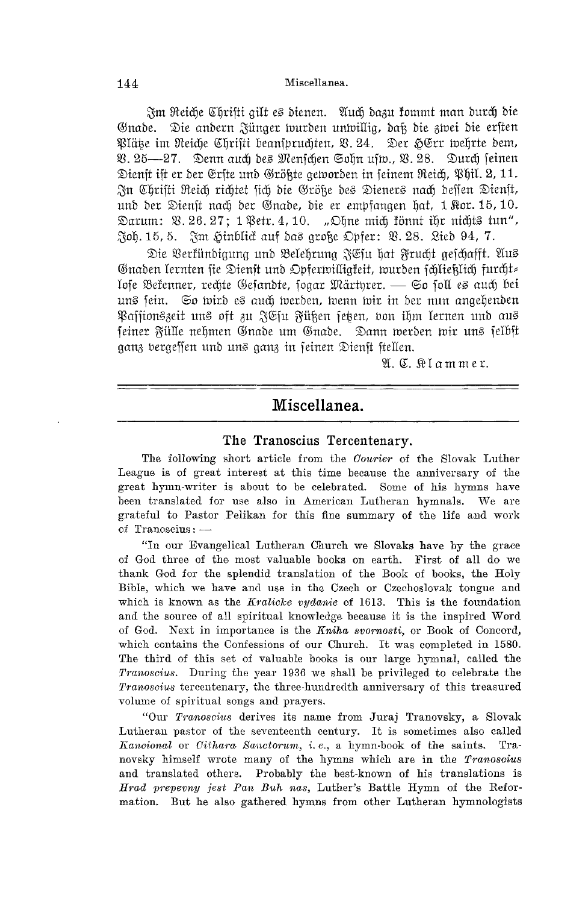Im Reiche Christi gilt es dienen. Auch dazu kommt man durch die Gnade. Die andern Jünger wurden unwillig, daß die zwei die ersten Plätze im Reiche Christi beanspruchten, V. 24. Der HErr wehrte dem, V. 25—27. Denn auch des Menschen Sohn usw., V. 28. Durch seinen Dienst ist er der Erste und Größte geworden in seinem Reich, Phil. 2, 11. In Christi Reich richtet sich die Größe des Dieners nach dessen Dienst, und der Dienst nach der Gnade, die er empfangen hat, 1 Kor. 15, 10. Darum: V. 26. 27; 1 Petr. 4, 10. „Ohne mich könnt ihr nichts tun", Joh. 15, 5. Im Hinblick auf das große Opfer: V. 28. Lied 94, 7.

Die Verkündigung und Belehrung JEsu hat Frucht geschafft. Aus Gnaden lernten sie Dienst und Opferwilligkeit, wurden schließlich furchtlose Bekenner, rechte Gesandte, sogar Märtyrer. — So soll es auch bei uns sein. So wird es auch werden, wenn wir in der nun angehenden Passionszeit uns oft zu JEsu Füßen setzen, von ihm lernen und aus seiner Fülle nehmen Gnade um Gnade. Dann werden wir uns selbst ganz vergessen und uns ganz in seinen Dienst stellen.

A. C. Klammer.

# Miscellanea.

## The Tranoscius Tercentenary.

The following short article from the *Courier* of the Slovak Luther League is of great interest at this time because the anniversary of the great hymn-writer is about to be celebrated. Some of his hymns have been translated for use also in American Lutheran hymnals. We are grateful to Pastor Pelikan for this fine summary of the life and work of Tranoscius: —

"In our Evangelical Lutheran Church we Slovaks have by the grace of God three of the most valuable books on earth. First of all do we thank God for the splendid translation of the Book of books, the Holy Bible, which we have and use in the Czech or Czechoslovak tongue and which is known as the *Kralicke vydanie* of 1613. This is the foundation and the source of all spiritual knowledge because it is the inspired Word of God. Next in importance is the *Kniha svornosti*, or Book of Concord, which contains the Confessions of our Church. It was completed in 1580. The third of this set of valuable books is our large hymnal, called the *Tranoscius*. During the year 1936 we shall be privileged to celebrate the *Tranoscius* tercentenary, the three-hundredth anniversary of this treasured volume of spiritual songs and prayers.

"Our *Tranoscius* derives its name from Juraj Tranovsky, a Slovak Lutheran pastor of the seventeenth century. It is sometimes also called *Kancional* or *Cithara Sanctorum*, *i. e.*, a hymn-book of the saints. Tranovsky himself wrote many of the hymns which are in the *Tranoscius* and translated others. Probably the best-known of his translations is *Hrad prepevny jest Pan Buh nas*, Luther's Battle Hymn of the Reformation. But he also gathered hymns from other Lutheran hymnologists